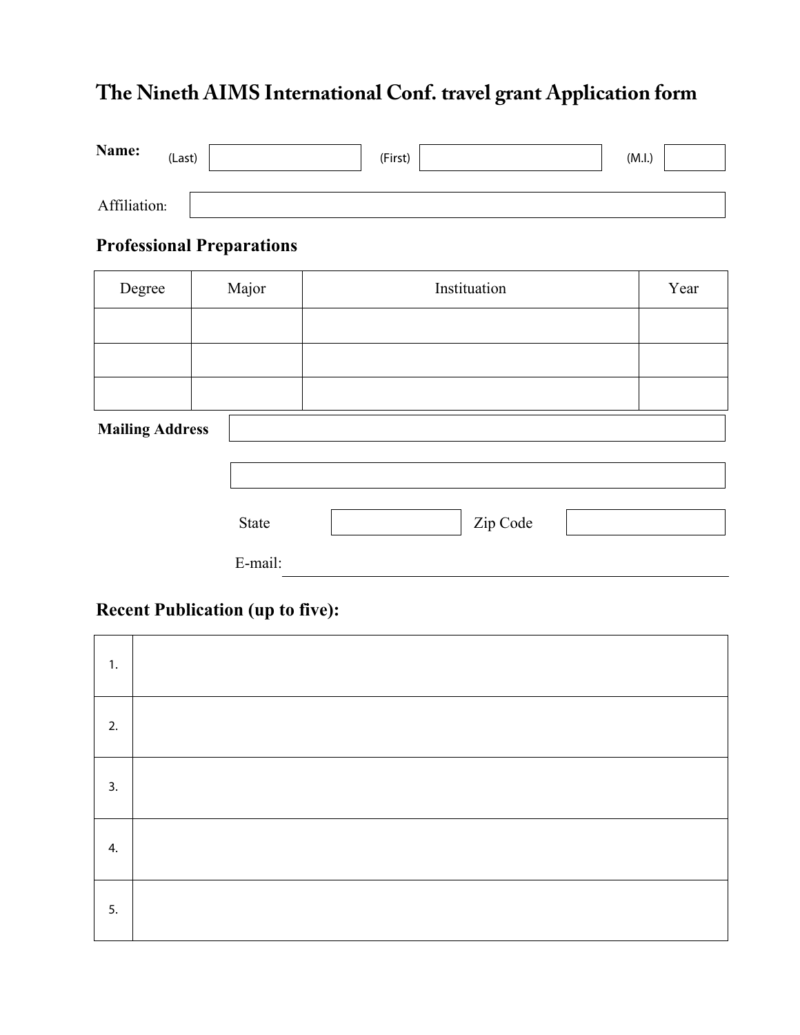# The Nineth AIMS International Conf. travel grant Application form

**Name:** (Last) ____________ (First) ____________ (M.I.) ______

Affiliation: ____________________________________________

## Professional Preparations

| Degree | Major | Instituation | Year |
|---|---|---|---|
| | | | |
| | | | |
| | | | |

**Mailing Address** ____________________________________________

____________________________________________

State ____________ Zip Code ____________

E-mail: ____________________________________________

## Recent Publication (up to five):

| | |
|---|---|
| 1. | |
| 2. | |
| 3. | |
| 4. | |
| 5. | |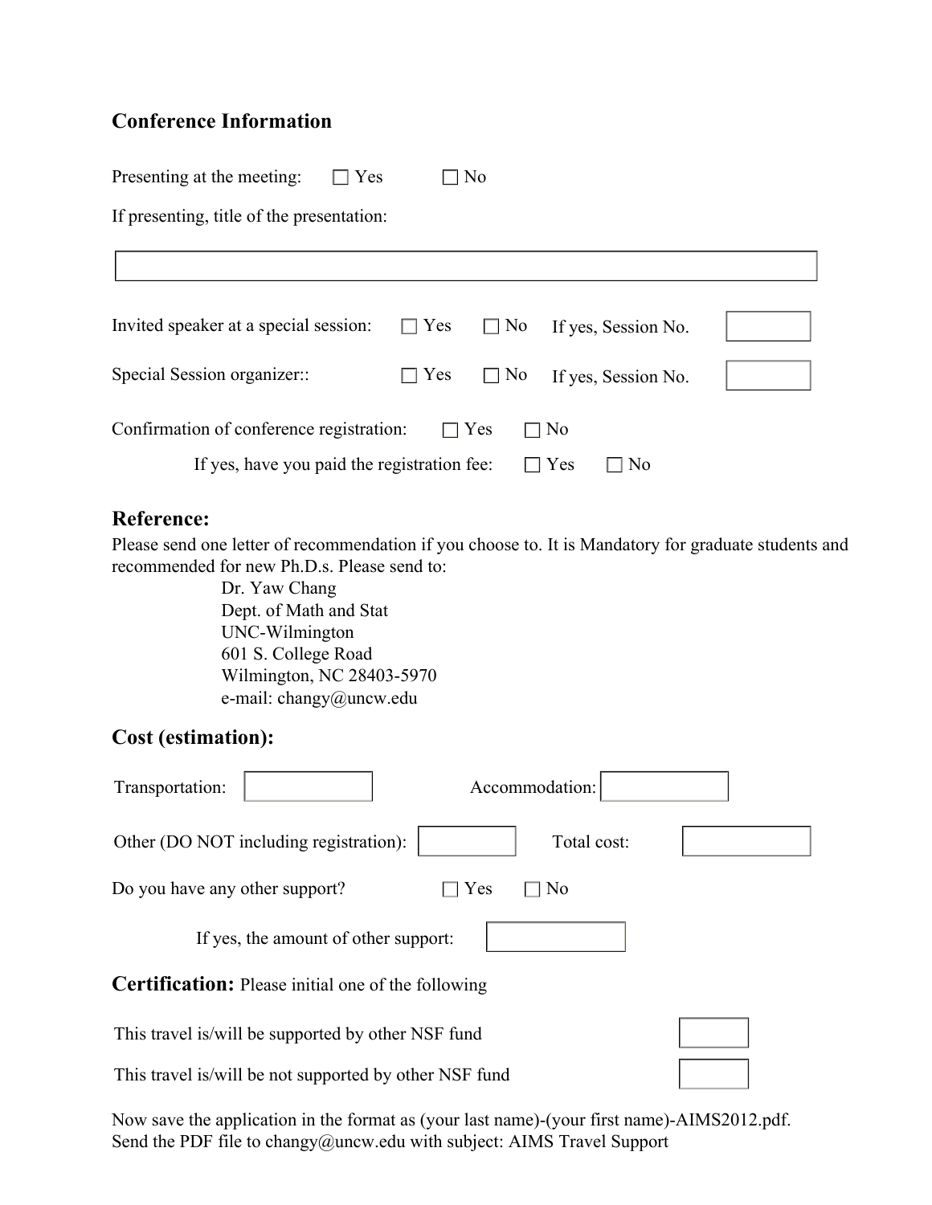## Conference Information

Presenting at the meeting: ☐ Yes ☐ No

If presenting, title of the presentation:

Invited speaker at a special session: ☐ Yes ☐ No If yes, Session No.

Special Session organizer:: ☐ Yes ☐ No If yes, Session No.

Confirmation of conference registration: ☐ Yes ☐ No

If yes, have you paid the registration fee: ☐ Yes ☐ No

## Reference:

Please send one letter of recommendation if you choose to. It is Mandatory for graduate students and recommended for new Ph.D.s. Please send to:

Dr. Yaw Chang
Dept. of Math and Stat
UNC-Wilmington
601 S. College Road
Wilmington, NC 28403-5970
e-mail: changy@uncw.edu

## Cost (estimation):

Transportation: Accommodation:

Other (DO NOT including registration): Total cost:

Do you have any other support? ☐ Yes ☐ No

If yes, the amount of other support:

**Certification:** Please initial one of the following

This travel is/will be supported by other NSF fund

This travel is/will be not supported by other NSF fund

Now save the application in the format as (your last name)-(your first name)-AIMS2012.pdf.
Send the PDF file to changy@uncw.edu with subject: AIMS Travel Support